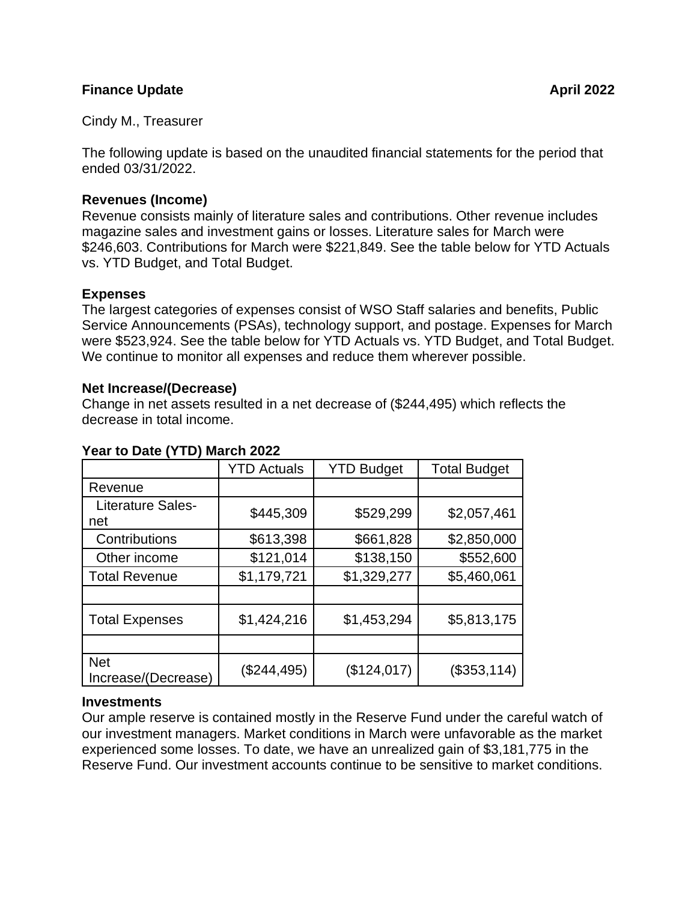**Finance Update** **April 2022**

Cindy M., Treasurer

The following update is based on the unaudited financial statements for the period that ended 03/31/2022.

**Revenues (Income)**
Revenue consists mainly of literature sales and contributions. Other revenue includes magazine sales and investment gains or losses. Literature sales for March were $246,603. Contributions for March were $221,849. See the table below for YTD Actuals vs. YTD Budget, and Total Budget.

**Expenses**
The largest categories of expenses consist of WSO Staff salaries and benefits, Public Service Announcements (PSAs), technology support, and postage. Expenses for March were $523,924. See the table below for YTD Actuals vs. YTD Budget, and Total Budget. We continue to monitor all expenses and reduce them wherever possible.

**Net Increase/(Decrease)**
Change in net assets resulted in a net decrease of ($244,495) which reflects the decrease in total income.

**Year to Date (YTD) March 2022**

| | YTD Actuals | YTD Budget | Total Budget |
|---|---|---|---|
| Revenue | | | |
| Literature Sales-net | $445,309 | $529,299 | $2,057,461 |
| Contributions | $613,398 | $661,828 | $2,850,000 |
| Other income | $121,014 | $138,150 | $552,600 |
| Total Revenue | $1,179,721 | $1,329,277 | $5,460,061 |
| | | | |
| Total Expenses | $1,424,216 | $1,453,294 | $5,813,175 |
| | | | |
| Net Increase/(Decrease) | ($244,495) | ($124,017) | ($353,114) |

**Investments**
Our ample reserve is contained mostly in the Reserve Fund under the careful watch of our investment managers. Market conditions in March were unfavorable as the market experienced some losses. To date, we have an unrealized gain of $3,181,775 in the Reserve Fund. Our investment accounts continue to be sensitive to market conditions.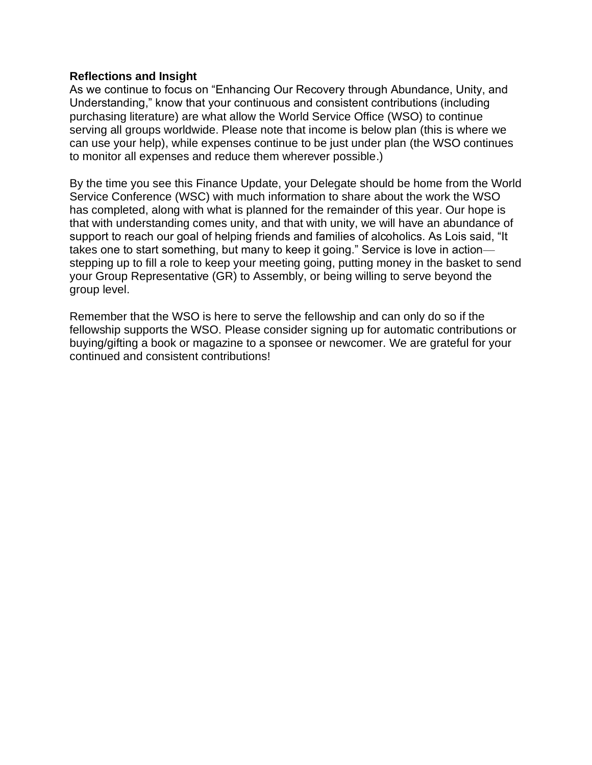**Reflections and Insight**

As we continue to focus on "Enhancing Our Recovery through Abundance, Unity, and Understanding," know that your continuous and consistent contributions (including purchasing literature) are what allow the World Service Office (WSO) to continue serving all groups worldwide. Please note that income is below plan (this is where we can use your help), while expenses continue to be just under plan (the WSO continues to monitor all expenses and reduce them wherever possible.)

By the time you see this Finance Update, your Delegate should be home from the World Service Conference (WSC) with much information to share about the work the WSO has completed, along with what is planned for the remainder of this year. Our hope is that with understanding comes unity, and that with unity, we will have an abundance of support to reach our goal of helping friends and families of alcoholics. As Lois said, "It takes one to start something, but many to keep it going." Service is love in action—stepping up to fill a role to keep your meeting going, putting money in the basket to send your Group Representative (GR) to Assembly, or being willing to serve beyond the group level.

Remember that the WSO is here to serve the fellowship and can only do so if the fellowship supports the WSO. Please consider signing up for automatic contributions or buying/gifting a book or magazine to a sponsee or newcomer. We are grateful for your continued and consistent contributions!